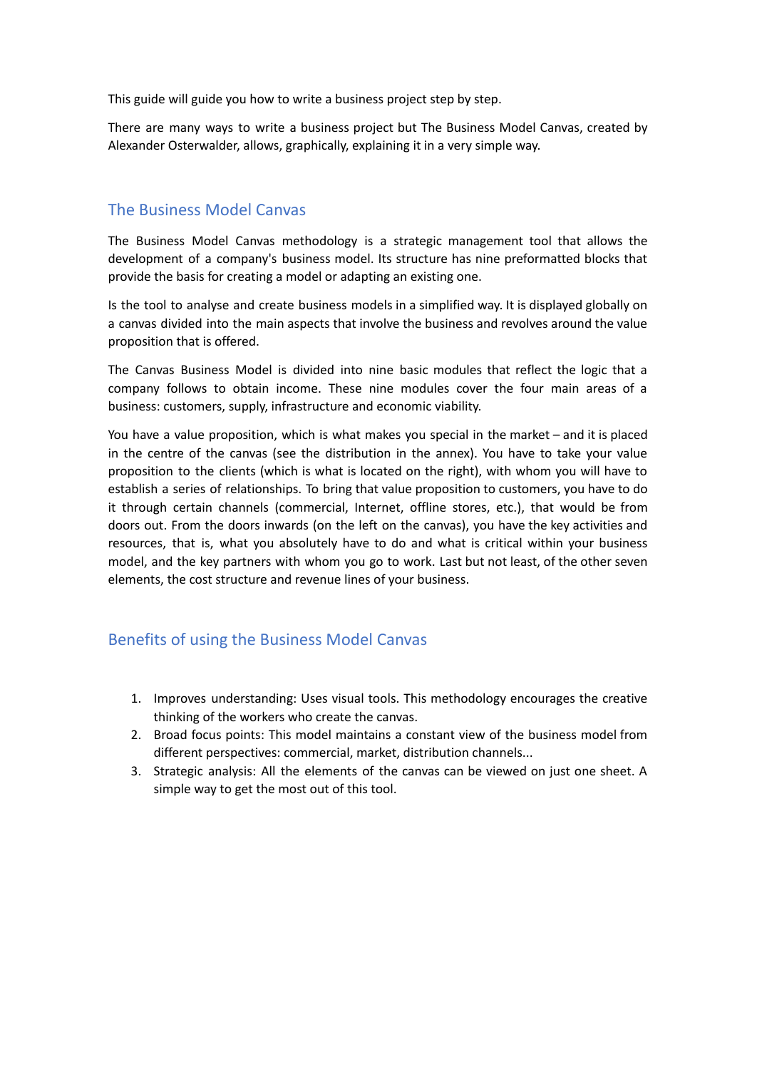This guide will guide you how to write a business project step by step.

There are many ways to write a business project but The Business Model Canvas, created by Alexander Osterwalder, allows, graphically, explaining it in a very simple way.

## The Business Model Canvas

The Business Model Canvas methodology is a strategic management tool that allows the development of a company's business model. Its structure has nine preformatted blocks that provide the basis for creating a model or adapting an existing one.

Is the tool to analyse and create business models in a simplified way. It is displayed globally on a canvas divided into the main aspects that involve the business and revolves around the value proposition that is offered.

The Canvas Business Model is divided into nine basic modules that reflect the logic that a company follows to obtain income. These nine modules cover the four main areas of a business: customers, supply, infrastructure and economic viability.

You have a value proposition, which is what makes you special in the market – and it is placed in the centre of the canvas (see the distribution in the annex). You have to take your value proposition to the clients (which is what is located on the right), with whom you will have to establish a series of relationships. To bring that value proposition to customers, you have to do it through certain channels (commercial, Internet, offline stores, etc.), that would be from doors out. From the doors inwards (on the left on the canvas), you have the key activities and resources, that is, what you absolutely have to do and what is critical within your business model, and the key partners with whom you go to work. Last but not least, of the other seven elements, the cost structure and revenue lines of your business.

## Benefits of using the Business Model Canvas

1. Improves understanding: Uses visual tools. This methodology encourages the creative thinking of the workers who create the canvas.
2. Broad focus points: This model maintains a constant view of the business model from different perspectives: commercial, market, distribution channels...
3. Strategic analysis: All the elements of the canvas can be viewed on just one sheet. A simple way to get the most out of this tool.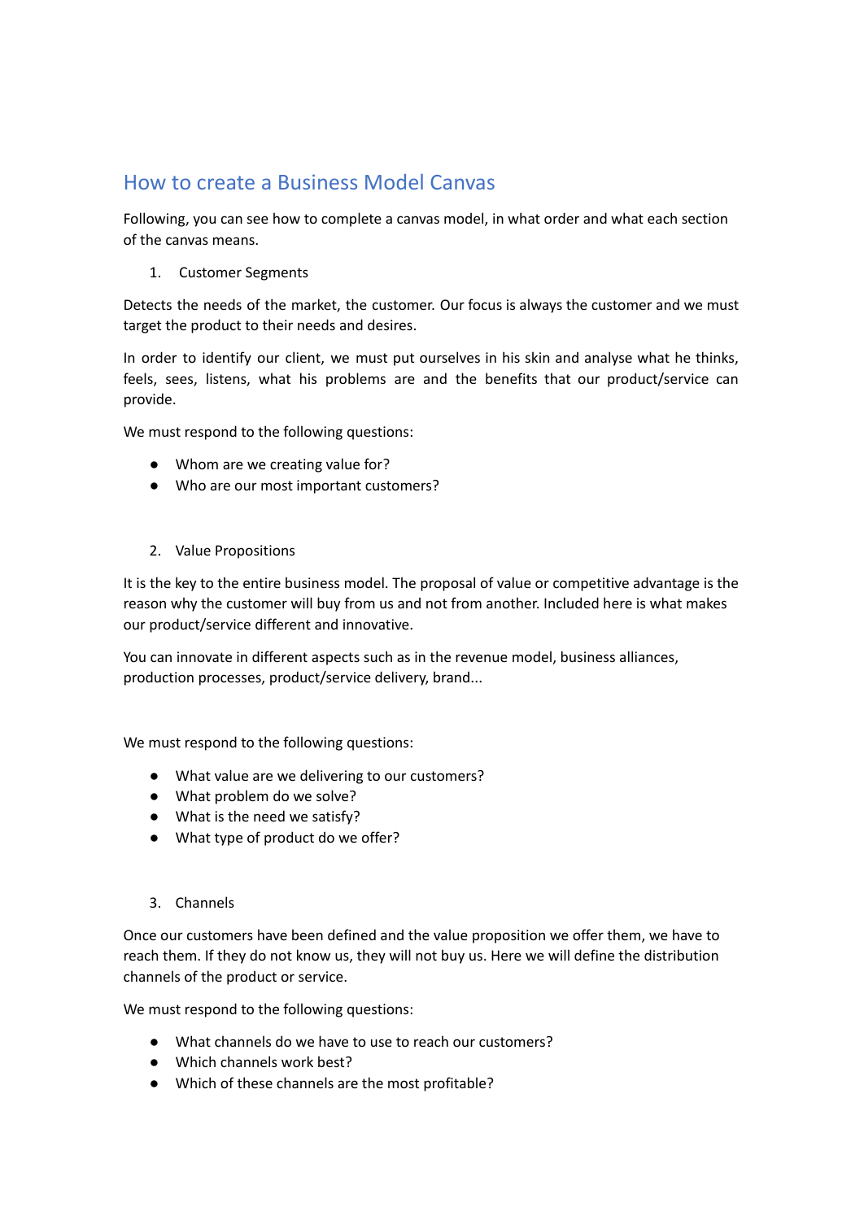## How to create a Business Model Canvas

Following, you can see how to complete a canvas model, in what order and what each section of the canvas means.

1. Customer Segments

Detects the needs of the market, the customer. Our focus is always the customer and we must target the product to their needs and desires.

In order to identify our client, we must put ourselves in his skin and analyse what he thinks, feels, sees, listens, what his problems are and the benefits that our product/service can provide.

We must respond to the following questions:

- Whom are we creating value for?
- Who are our most important customers?

2. Value Propositions

It is the key to the entire business model. The proposal of value or competitive advantage is the reason why the customer will buy from us and not from another. Included here is what makes our product/service different and innovative.

You can innovate in different aspects such as in the revenue model, business alliances, production processes, product/service delivery, brand...

We must respond to the following questions:

- What value are we delivering to our customers?
- What problem do we solve?
- What is the need we satisfy?
- What type of product do we offer?

3. Channels

Once our customers have been defined and the value proposition we offer them, we have to reach them. If they do not know us, they will not buy us. Here we will define the distribution channels of the product or service.

We must respond to the following questions:

- What channels do we have to use to reach our customers?
- Which channels work best?
- Which of these channels are the most profitable?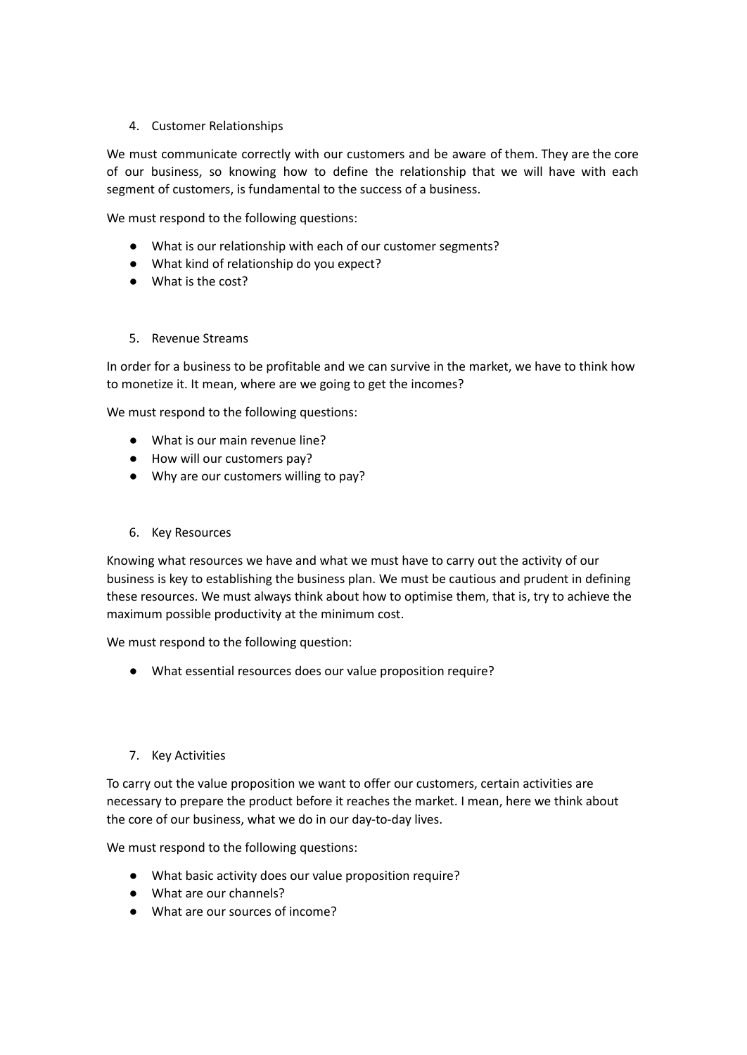4. Customer Relationships

We must communicate correctly with our customers and be aware of them. They are the core of our business, so knowing how to define the relationship that we will have with each segment of customers, is fundamental to the success of a business.

We must respond to the following questions:

- What is our relationship with each of our customer segments?
- What kind of relationship do you expect?
- What is the cost?

5. Revenue Streams

In order for a business to be profitable and we can survive in the market, we have to think how to monetize it. It mean, where are we going to get the incomes?

We must respond to the following questions:

- What is our main revenue line?
- How will our customers pay?
- Why are our customers willing to pay?

6. Key Resources

Knowing what resources we have and what we must have to carry out the activity of our business is key to establishing the business plan. We must be cautious and prudent in defining these resources. We must always think about how to optimise them, that is, try to achieve the maximum possible productivity at the minimum cost.

We must respond to the following question:

- What essential resources does our value proposition require?

7. Key Activities

To carry out the value proposition we want to offer our customers, certain activities are necessary to prepare the product before it reaches the market. I mean, here we think about the core of our business, what we do in our day-to-day lives.

We must respond to the following questions:

- What basic activity does our value proposition require?
- What are our channels?
- What are our sources of income?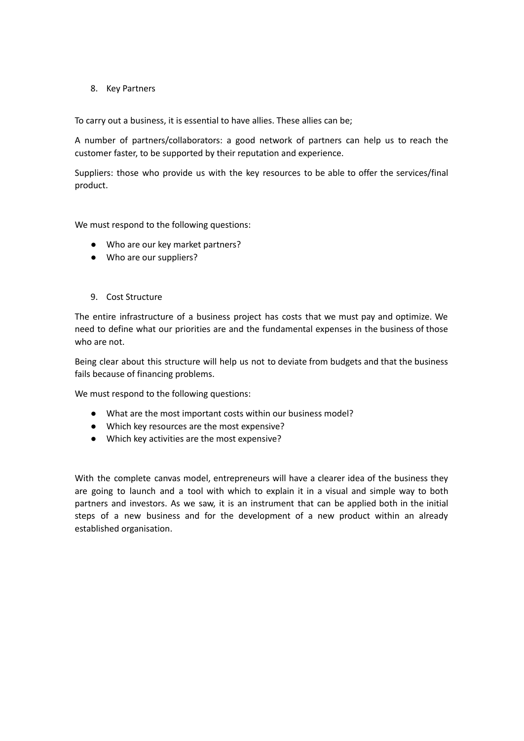8. Key Partners

To carry out a business, it is essential to have allies. These allies can be;

A number of partners/collaborators: a good network of partners can help us to reach the customer faster, to be supported by their reputation and experience.

Suppliers: those who provide us with the key resources to be able to offer the services/final product.

We must respond to the following questions:

- Who are our key market partners?
- Who are our suppliers?

9. Cost Structure

The entire infrastructure of a business project has costs that we must pay and optimize. We need to define what our priorities are and the fundamental expenses in the business of those who are not.

Being clear about this structure will help us not to deviate from budgets and that the business fails because of financing problems.

We must respond to the following questions:

- What are the most important costs within our business model?
- Which key resources are the most expensive?
- Which key activities are the most expensive?

With the complete canvas model, entrepreneurs will have a clearer idea of the business they are going to launch and a tool with which to explain it in a visual and simple way to both partners and investors. As we saw, it is an instrument that can be applied both in the initial steps of a new business and for the development of a new product within an already established organisation.